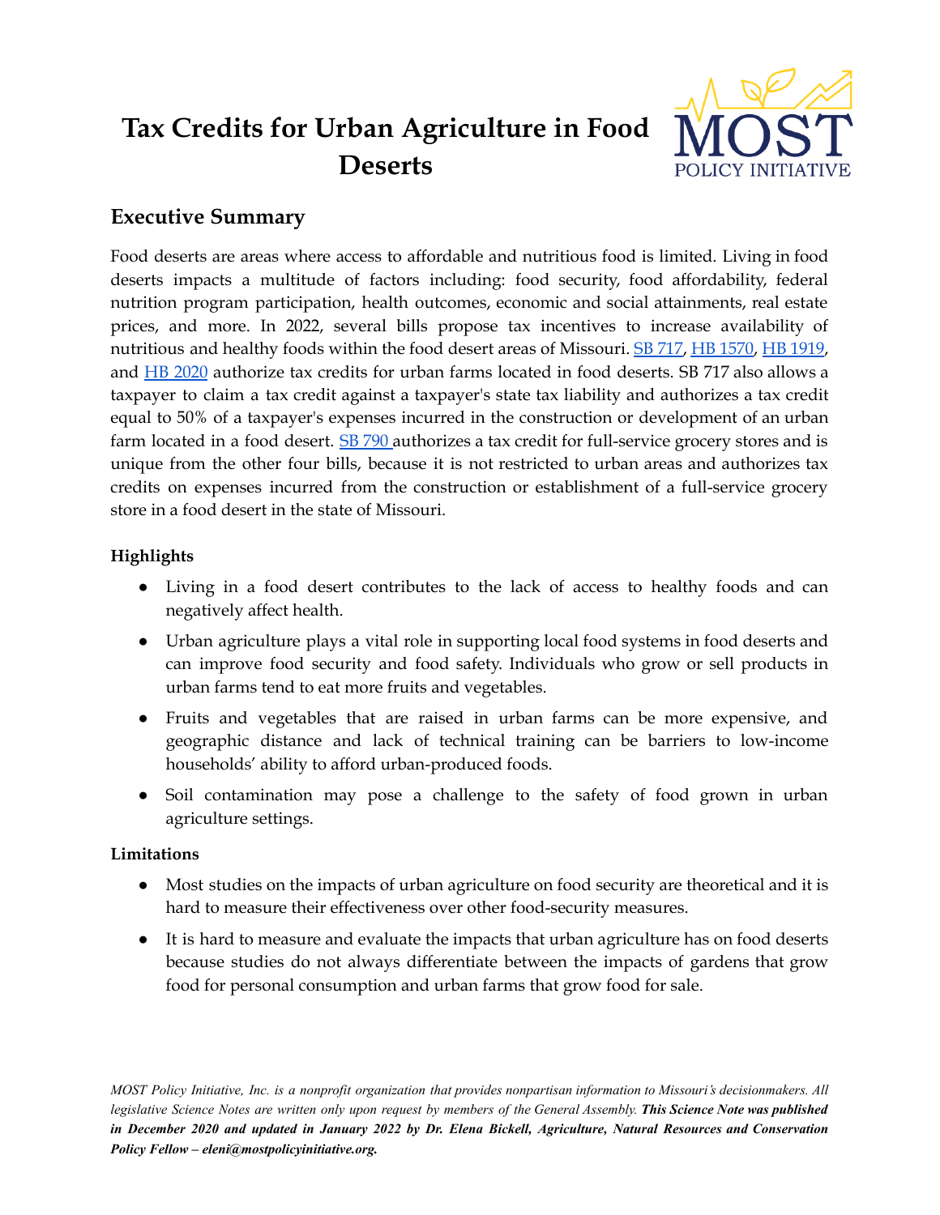# Tax Credits for Urban Agriculture in Food Deserts

## Executive Summary

Food deserts are areas where access to affordable and nutritious food is limited. Living in food deserts impacts a multitude of factors including: food security, food affordability, federal nutrition program participation, health outcomes, economic and social attainments, real estate prices, and more. In 2022, several bills propose tax incentives to increase availability of nutritious and healthy foods within the food desert areas of Missouri. SB 717, HB 1570, HB 1919, and HB 2020 authorize tax credits for urban farms located in food deserts. SB 717 also allows a taxpayer to claim a tax credit against a taxpayer's state tax liability and authorizes a tax credit equal to 50% of a taxpayer's expenses incurred in the construction or development of an urban farm located in a food desert. SB 790 authorizes a tax credit for full-service grocery stores and is unique from the other four bills, because it is not restricted to urban areas and authorizes tax credits on expenses incurred from the construction or establishment of a full-service grocery store in a food desert in the state of Missouri.

### Highlights

- Living in a food desert contributes to the lack of access to healthy foods and can negatively affect health.
- Urban agriculture plays a vital role in supporting local food systems in food deserts and can improve food security and food safety. Individuals who grow or sell products in urban farms tend to eat more fruits and vegetables.
- Fruits and vegetables that are raised in urban farms can be more expensive, and geographic distance and lack of technical training can be barriers to low-income households' ability to afford urban-produced foods.
- Soil contamination may pose a challenge to the safety of food grown in urban agriculture settings.

### Limitations

- Most studies on the impacts of urban agriculture on food security are theoretical and it is hard to measure their effectiveness over other food-security measures.
- It is hard to measure and evaluate the impacts that urban agriculture has on food deserts because studies do not always differentiate between the impacts of gardens that grow food for personal consumption and urban farms that grow food for sale.

*MOST Policy Initiative, Inc. is a nonprofit organization that provides nonpartisan information to Missouri's decisionmakers. All legislative Science Notes are written only upon request by members of the General Assembly.* ***This Science Note was published in December 2020 and updated in January 2022 by Dr. Elena Bickell, Agriculture, Natural Resources and Conservation Policy Fellow – eleni@mostpolicyinitiative.org.***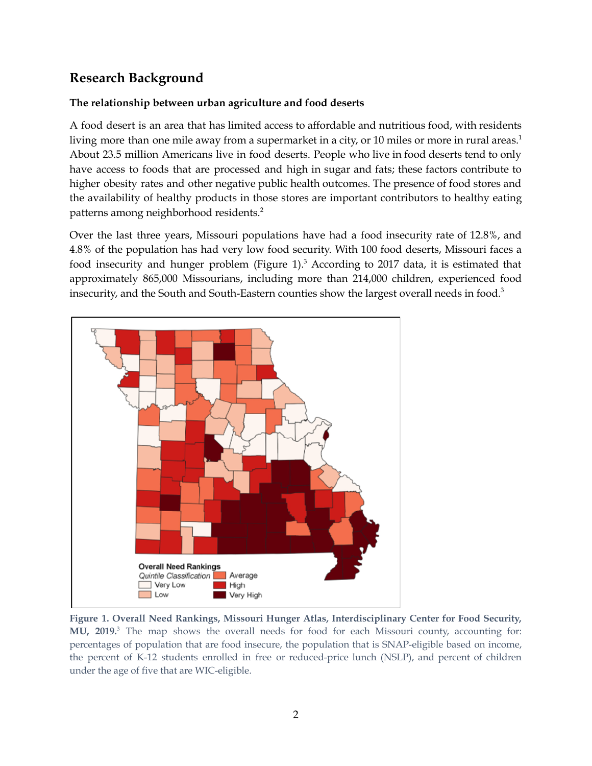## Research Background

### The relationship between urban agriculture and food deserts

A food desert is an area that has limited access to affordable and nutritious food, with residents living more than one mile away from a supermarket in a city, or 10 miles or more in rural areas.[1] About 23.5 million Americans live in food deserts. People who live in food deserts tend to only have access to foods that are processed and high in sugar and fats; these factors contribute to higher obesity rates and other negative public health outcomes. The presence of food stores and the availability of healthy products in those stores are important contributors to healthy eating patterns among neighborhood residents.[2]

Over the last three years, Missouri populations have had a food insecurity rate of 12.8%, and 4.8% of the population has had very low food security. With 100 food deserts, Missouri faces a food insecurity and hunger problem (Figure 1).[3] According to 2017 data, it is estimated that approximately 865,000 Missourians, including more than 214,000 children, experienced food insecurity, and the South and South-Eastern counties show the largest overall needs in food.[3]

**Figure 1. Overall Need Rankings, Missouri Hunger Atlas, Interdisciplinary Center for Food Security, MU, 2019.**[3] The map shows the overall needs for food for each Missouri county, accounting for: percentages of population that are food insecure, the population that is SNAP-eligible based on income, the percent of K-12 students enrolled in free or reduced-price lunch (NSLP), and percent of children under the age of five that are WIC-eligible.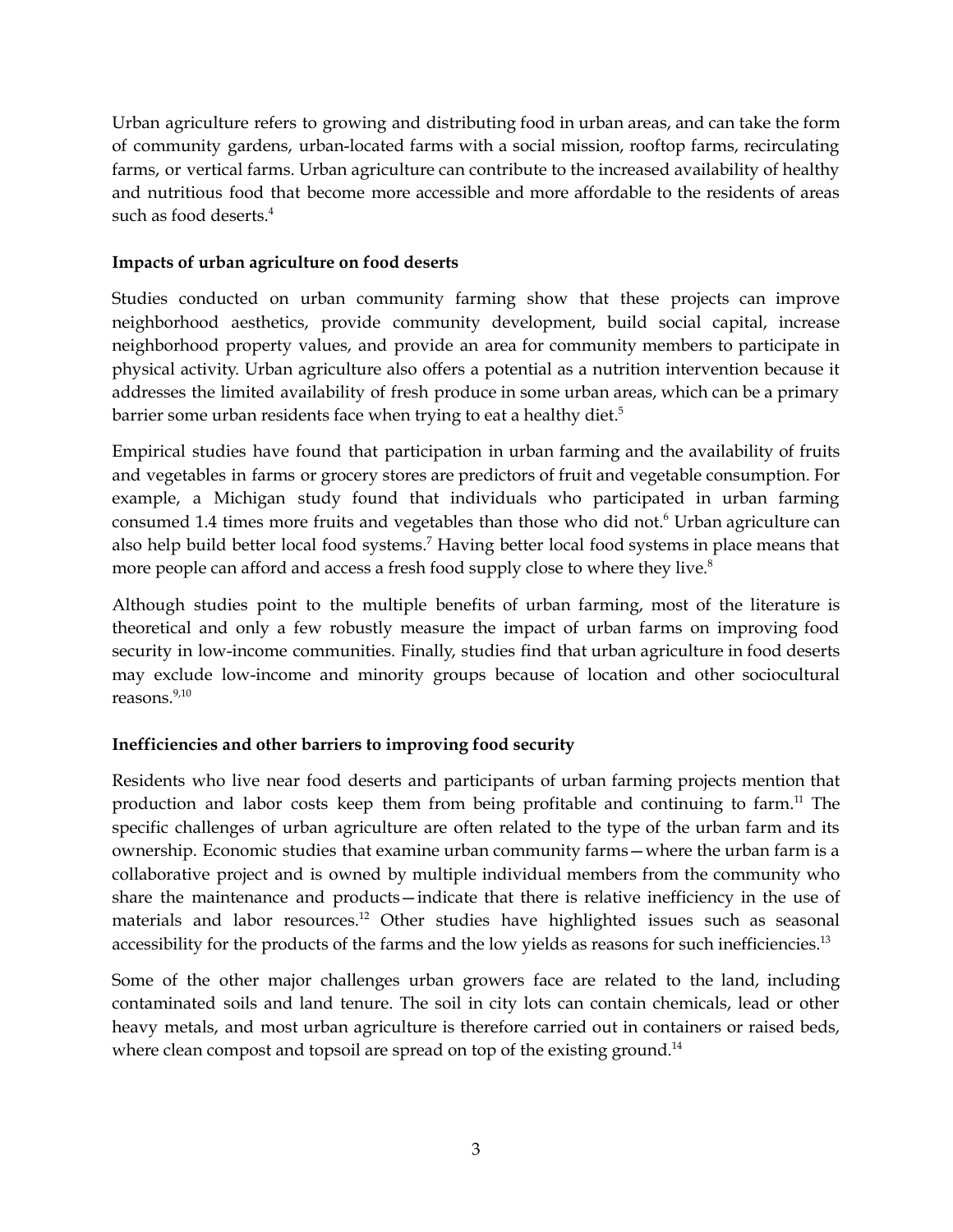Urban agriculture refers to growing and distributing food in urban areas, and can take the form of community gardens, urban-located farms with a social mission, rooftop farms, recirculating farms, or vertical farms. Urban agriculture can contribute to the increased availability of healthy and nutritious food that become more accessible and more affordable to the residents of areas such as food deserts.[4]

**Impacts of urban agriculture on food deserts**

Studies conducted on urban community farming show that these projects can improve neighborhood aesthetics, provide community development, build social capital, increase neighborhood property values, and provide an area for community members to participate in physical activity. Urban agriculture also offers a potential as a nutrition intervention because it addresses the limited availability of fresh produce in some urban areas, which can be a primary barrier some urban residents face when trying to eat a healthy diet.[5]

Empirical studies have found that participation in urban farming and the availability of fruits and vegetables in farms or grocery stores are predictors of fruit and vegetable consumption. For example, a Michigan study found that individuals who participated in urban farming consumed 1.4 times more fruits and vegetables than those who did not.[6] Urban agriculture can also help build better local food systems.[7] Having better local food systems in place means that more people can afford and access a fresh food supply close to where they live.[8]

Although studies point to the multiple benefits of urban farming, most of the literature is theoretical and only a few robustly measure the impact of urban farms on improving food security in low-income communities. Finally, studies find that urban agriculture in food deserts may exclude low-income and minority groups because of location and other sociocultural reasons.[9,10]

**Inefficiencies and other barriers to improving food security**

Residents who live near food deserts and participants of urban farming projects mention that production and labor costs keep them from being profitable and continuing to farm.[11] The specific challenges of urban agriculture are often related to the type of the urban farm and its ownership. Economic studies that examine urban community farms—where the urban farm is a collaborative project and is owned by multiple individual members from the community who share the maintenance and products—indicate that there is relative inefficiency in the use of materials and labor resources.[12] Other studies have highlighted issues such as seasonal accessibility for the products of the farms and the low yields as reasons for such inefficiencies.[13]

Some of the other major challenges urban growers face are related to the land, including contaminated soils and land tenure. The soil in city lots can contain chemicals, lead or other heavy metals, and most urban agriculture is therefore carried out in containers or raised beds, where clean compost and topsoil are spread on top of the existing ground.[14]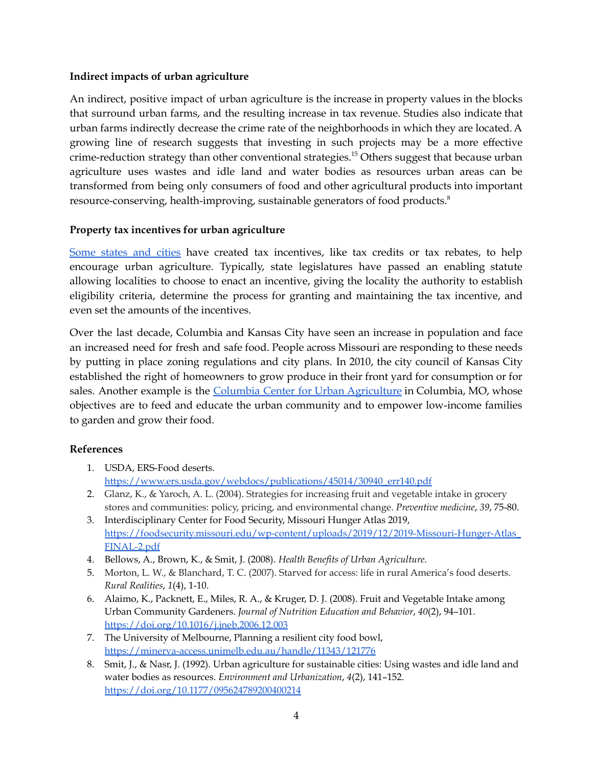### Indirect impacts of urban agriculture

An indirect, positive impact of urban agriculture is the increase in property values in the blocks that surround urban farms, and the resulting increase in tax revenue. Studies also indicate that urban farms indirectly decrease the crime rate of the neighborhoods in which they are located. A growing line of research suggests that investing in such projects may be a more effective crime-reduction strategy than other conventional strategies.[15] Others suggest that because urban agriculture uses wastes and idle land and water bodies as resources urban areas can be transformed from being only consumers of food and other agricultural products into important resource-conserving, health-improving, sustainable generators of food products.[8]

### Property tax incentives for urban agriculture

Some states and cities have created tax incentives, like tax credits or tax rebates, to help encourage urban agriculture. Typically, state legislatures have passed an enabling statute allowing localities to choose to enact an incentive, giving the locality the authority to establish eligibility criteria, determine the process for granting and maintaining the tax incentive, and even set the amounts of the incentives.

Over the last decade, Columbia and Kansas City have seen an increase in population and face an increased need for fresh and safe food. People across Missouri are responding to these needs by putting in place zoning regulations and city plans. In 2010, the city council of Kansas City established the right of homeowners to grow produce in their front yard for consumption or for sales. Another example is the Columbia Center for Urban Agriculture in Columbia, MO, whose objectives are to feed and educate the urban community and to empower low-income families to garden and grow their food.

### References

1. USDA, ERS-Food deserts. https://www.ers.usda.gov/webdocs/publications/45014/30940_err140.pdf
2. Glanz, K., & Yaroch, A. L. (2004). Strategies for increasing fruit and vegetable intake in grocery stores and communities: policy, pricing, and environmental change. *Preventive medicine*, *39*, 75-80.
3. Interdisciplinary Center for Food Security, Missouri Hunger Atlas 2019, https://foodsecurity.missouri.edu/wp-content/uploads/2019/12/2019-Missouri-Hunger-Atlas_FINAL-2.pdf
4. Bellows, A., Brown, K., & Smit, J. (2008). *Health Benefits of Urban Agriculture*.
5. Morton, L. W., & Blanchard, T. C. (2007). Starved for access: life in rural America's food deserts. *Rural Realities*, *1*(4), 1-10.
6. Alaimo, K., Packnett, E., Miles, R. A., & Kruger, D. J. (2008). Fruit and Vegetable Intake among Urban Community Gardeners. *Journal of Nutrition Education and Behavior*, *40*(2), 94–101. https://doi.org/10.1016/j.jneb.2006.12.003
7. The University of Melbourne, Planning a resilient city food bowl, https://minerva-access.unimelb.edu.au/handle/11343/121776
8. Smit, J., & Nasr, J. (1992). Urban agriculture for sustainable cities: Using wastes and idle land and water bodies as resources. *Environment and Urbanization*, *4*(2), 141–152. https://doi.org/10.1177/095624789200400214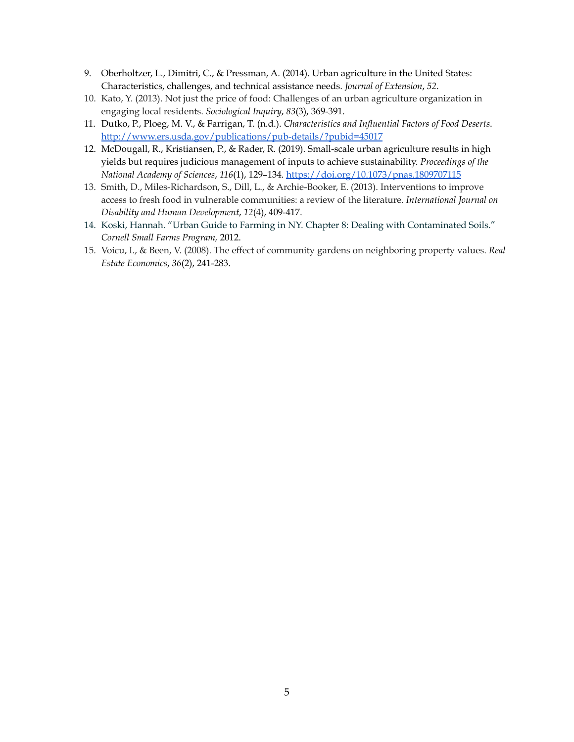9. Oberholtzer, L., Dimitri, C., & Pressman, A. (2014). Urban agriculture in the United States: Characteristics, challenges, and technical assistance needs. *Journal of Extension*, *52*.
10. Kato, Y. (2013). Not just the price of food: Challenges of an urban agriculture organization in engaging local residents. *Sociological Inquiry*, *83*(3), 369-391.
11. Dutko, P., Ploeg, M. V., & Farrigan, T. (n.d.). *Characteristics and Influential Factors of Food Deserts*. http://www.ers.usda.gov/publications/pub-details/?pubid=45017
12. McDougall, R., Kristiansen, P., & Rader, R. (2019). Small-scale urban agriculture results in high yields but requires judicious management of inputs to achieve sustainability. *Proceedings of the National Academy of Sciences*, *116*(1), 129–134. https://doi.org/10.1073/pnas.1809707115
13. Smith, D., Miles-Richardson, S., Dill, L., & Archie-Booker, E. (2013). Interventions to improve access to fresh food in vulnerable communities: a review of the literature. *International Journal on Disability and Human Development*, *12*(4), 409-417.
14. Koski, Hannah. "Urban Guide to Farming in NY. Chapter 8: Dealing with Contaminated Soils." *Cornell Small Farms Program,* 2012.
15. Voicu, I., & Been, V. (2008). The effect of community gardens on neighboring property values. *Real Estate Economics*, *36*(2), 241-283.